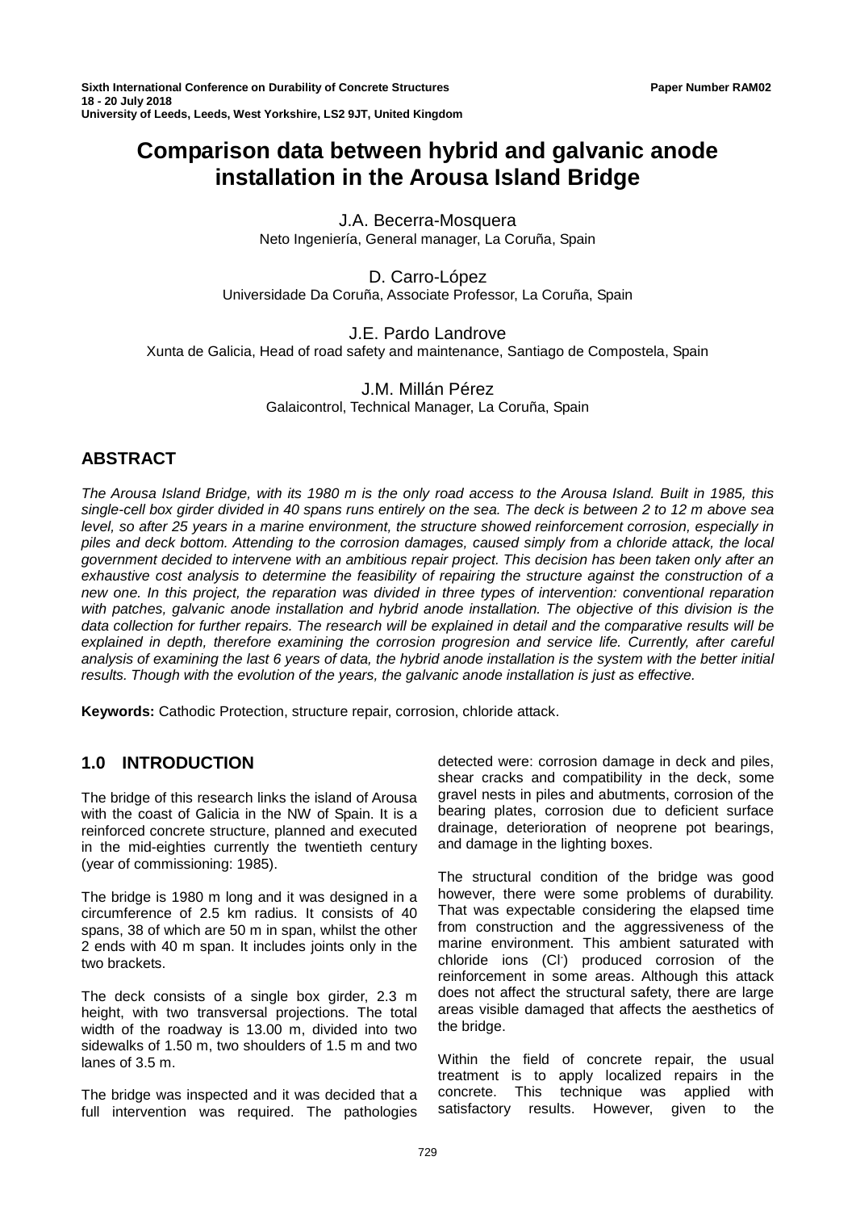# Comparison data between hybrid and galvanic anode installation in the Arousa Island Bridge

J.A. Becerra-Mosquera
Neto Ingeniería, General manager, La Coruña, Spain

D. Carro-López
Universidade Da Coruña, Associate Professor, La Coruña, Spain

J.E. Pardo Landrove
Xunta de Galicia, Head of road safety and maintenance, Santiago de Compostela, Spain

J.M. Millán Pérez
Galaicontrol, Technical Manager, La Coruña, Spain

## ABSTRACT

*The Arousa Island Bridge, with its 1980 m is the only road access to the Arousa Island. Built in 1985, this single-cell box girder divided in 40 spans runs entirely on the sea. The deck is between 2 to 12 m above sea level, so after 25 years in a marine environment, the structure showed reinforcement corrosion, especially in piles and deck bottom. Attending to the corrosion damages, caused simply from a chloride attack, the local government decided to intervene with an ambitious repair project. This decision has been taken only after an exhaustive cost analysis to determine the feasibility of repairing the structure against the construction of a new one. In this project, the reparation was divided in three types of intervention: conventional reparation with patches, galvanic anode installation and hybrid anode installation. The objective of this division is the data collection for further repairs. The research will be explained in detail and the comparative results will be explained in depth, therefore examining the corrosion progression and service life. Currently, after careful analysis of examining the last 6 years of data, the hybrid anode installation is the system with the better initial results. Though with the evolution of the years, the galvanic anode installation is just as effective.*

**Keywords:** Cathodic Protection, structure repair, corrosion, chloride attack.

## 1.0 INTRODUCTION

The bridge of this research links the island of Arousa with the coast of Galicia in the NW of Spain. It is a reinforced concrete structure, planned and executed in the mid-eighties currently the twentieth century (year of commissioning: 1985).

The bridge is 1980 m long and it was designed in a circumference of 2.5 km radius. It consists of 40 spans, 38 of which are 50 m in span, whilst the other 2 ends with 40 m span. It includes joints only in the two brackets.

The deck consists of a single box girder, 2.3 m height, with two transversal projections. The total width of the roadway is 13.00 m, divided into two sidewalks of 1.50 m, two shoulders of 1.5 m and two lanes of 3.5 m.

The bridge was inspected and it was decided that a full intervention was required. The pathologies detected were: corrosion damage in deck and piles, shear cracks and compatibility in the deck, some gravel nests in piles and abutments, corrosion of the bearing plates, corrosion due to deficient surface drainage, deterioration of neoprene pot bearings, and damage in the lighting boxes.

The structural condition of the bridge was good however, there were some problems of durability. That was expectable considering the elapsed time from construction and the aggressiveness of the marine environment. This ambient saturated with chloride ions ($Cl^-$) produced corrosion of the reinforcement in some areas. Although this attack does not affect the structural safety, there are large areas visible damaged that affects the aesthetics of the bridge.

Within the field of concrete repair, the usual treatment is to apply localized repairs in the concrete. This technique was applied with satisfactory results. However, given to the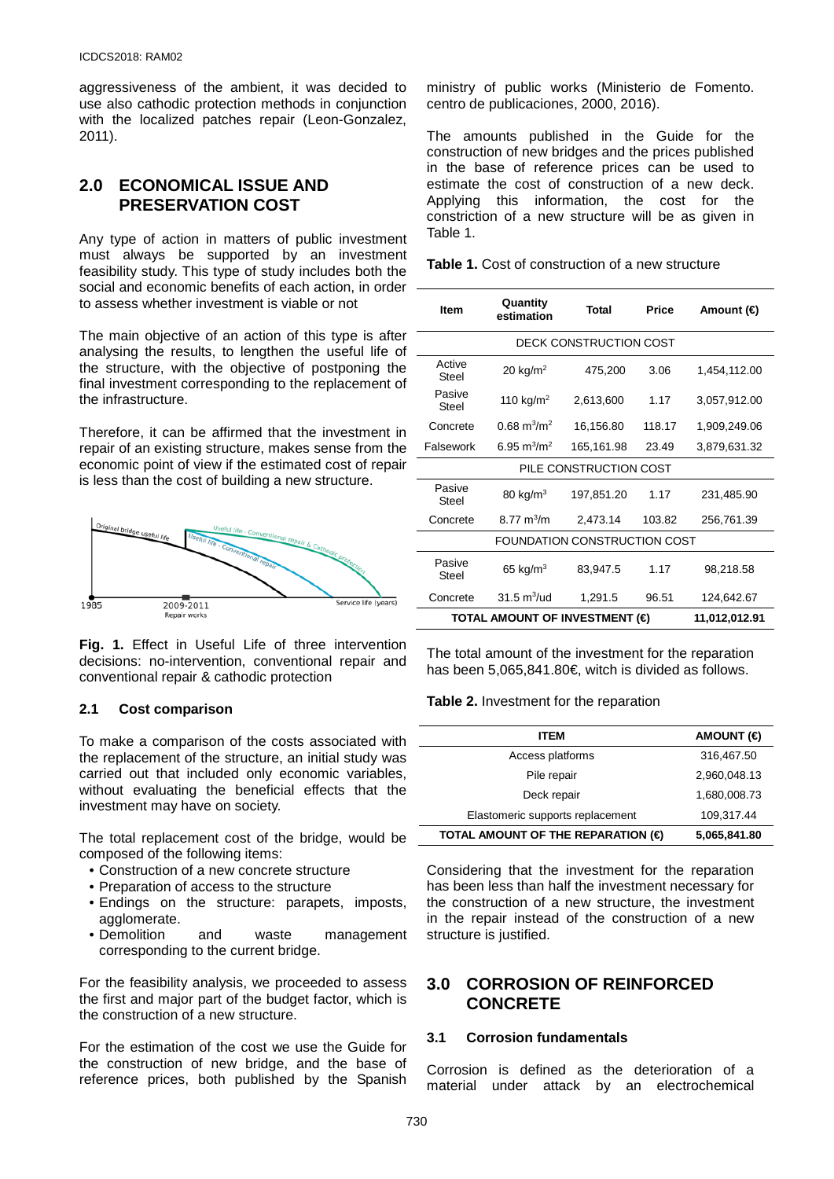aggressiveness of the ambient, it was decided to use also cathodic protection methods in conjunction with the localized patches repair (Leon-Gonzalez, 2011).

## 2.0 ECONOMICAL ISSUE AND PRESERVATION COST

Any type of action in matters of public investment must always be supported by an investment feasibility study. This type of study includes both the social and economic benefits of each action, in order to assess whether investment is viable or not

The main objective of an action of this type is after analysing the results, to lengthen the useful life of the structure, with the objective of postponing the final investment corresponding to the replacement of the infrastructure.

Therefore, it can be affirmed that the investment in repair of an existing structure, makes sense from the economic point of view if the estimated cost of repair is less than the cost of building a new structure.

**Fig. 1.** Effect in Useful Life of three intervention decisions: no-intervention, conventional repair and conventional repair & cathodic protection

### 2.1 Cost comparison

To make a comparison of the costs associated with the replacement of the structure, an initial study was carried out that included only economic variables, without evaluating the beneficial effects that the investment may have on society.

The total replacement cost of the bridge, would be composed of the following items:

- Construction of a new concrete structure
- Preparation of access to the structure
- Endings on the structure: parapets, imposts, agglomerate.
- Demolition and waste management corresponding to the current bridge.

For the feasibility analysis, we proceeded to assess the first and major part of the budget factor, which is the construction of a new structure.

For the estimation of the cost we use the Guide for the construction of new bridge, and the base of reference prices, both published by the Spanish ministry of public works (Ministerio de Fomento. centro de publicaciones, 2000, 2016).

The amounts published in the Guide for the construction of new bridges and the prices published in the base of reference prices can be used to estimate the cost of construction of a new deck. Applying this information, the cost for the constriction of a new structure will be as given in Table 1.

**Table 1.** Cost of construction of a new structure

| Item | Quantity estimation | Total | Price | Amount (€) |
|---|---|---|---|---|
| DECK CONSTRUCTION COST | | | | |
| Active Steel | 20 kg/m$^2$ | 475,200 | 3.06 | 1,454,112.00 |
| Pasive Steel | 110 kg/m$^2$ | 2,613,600 | 1.17 | 3,057,912.00 |
| Concrete | 0.68 m$^3$/m$^2$ | 16,156.80 | 118.17 | 1,909,249.06 |
| Falsework | 6.95 m$^3$/m$^2$ | 165,161.98 | 23.49 | 3,879,631.32 |
| PILE CONSTRUCTION COST | | | | |
| Pasive Steel | 80 kg/m$^3$ | 197,851.20 | 1.17 | 231,485.90 |
| Concrete | 8.77 m$^3$/m | 2,473.14 | 103.82 | 256,761.39 |
| FOUNDATION CONSTRUCTION COST | | | | |
| Pasive Steel | 65 kg/m$^3$ | 83,947.5 | 1.17 | 98,218.58 |
| Concrete | 31.5 m$^3$/ud | 1,291.5 | 96.51 | 124,642.67 |
| **TOTAL AMOUNT OF INVESTMENT (€)** | | | | **11,012,012.91** |

The total amount of the investment for the reparation has been 5,065,841.80€, witch is divided as follows.

**Table 2.** Investment for the reparation

| ITEM | AMOUNT (€) |
|---|---|
| Access platforms | 316,467.50 |
| Pile repair | 2,960,048.13 |
| Deck repair | 1,680,008.73 |
| Elastomeric supports replacement | 109,317.44 |
| **TOTAL AMOUNT OF THE REPARATION (€)** | **5,065,841.80** |

Considering that the investment for the reparation has been less than half the investment necessary for the construction of a new structure, the investment in the repair instead of the construction of a new structure is justified.

## 3.0 CORROSION OF REINFORCED CONCRETE

### 3.1 Corrosion fundamentals

Corrosion is defined as the deterioration of a material under attack by an electrochemical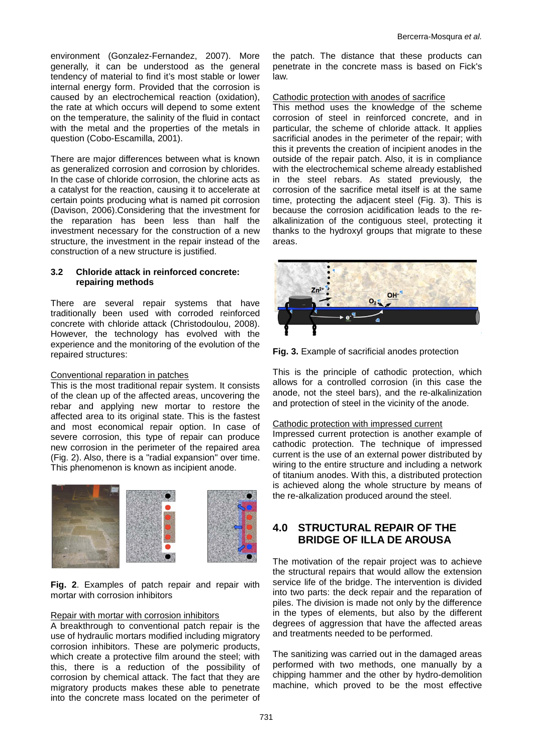environment (Gonzalez-Fernandez, 2007). More generally, it can be understood as the general tendency of material to find it's most stable or lower internal energy form. Provided that the corrosion is caused by an electrochemical reaction (oxidation), the rate at which occurs will depend to some extent on the temperature, the salinity of the fluid in contact with the metal and the properties of the metals in question (Cobo-Escamilla, 2001).

There are major differences between what is known as generalized corrosion and corrosion by chlorides. In the case of chloride corrosion, the chlorine acts as a catalyst for the reaction, causing it to accelerate at certain points producing what is named pit corrosion (Davison, 2006).Considering that the investment for the reparation has been less than half the investment necessary for the construction of a new structure, the investment in the repair instead of the construction of a new structure is justified.

### 3.2 Chloride attack in reinforced concrete: repairing methods

There are several repair systems that have traditionally been used with corroded reinforced concrete with chloride attack (Christodoulou, 2008). However, the technology has evolved with the experience and the monitoring of the evolution of the repaired structures:

Conventional reparation in patches

This is the most traditional repair system. It consists of the clean up of the affected areas, uncovering the rebar and applying new mortar to restore the affected area to its original state. This is the fastest and most economical repair option. In case of severe corrosion, this type of repair can produce new corrosion in the perimeter of the repaired area (Fig. 2). Also, there is a "radial expansion" over time. This phenomenon is known as incipient anode.

**Fig. 2**. Examples of patch repair and repair with mortar with corrosion inhibitors

Repair with mortar with corrosion inhibitors

A breakthrough to conventional patch repair is the use of hydraulic mortars modified including migratory corrosion inhibitors. These are polymeric products, which create a protective film around the steel; with this, there is a reduction of the possibility of corrosion by chemical attack. The fact that they are migratory products makes these able to penetrate into the concrete mass located on the perimeter of the patch. The distance that these products can penetrate in the concrete mass is based on Fick's law.

Cathodic protection with anodes of sacrifice

This method uses the knowledge of the scheme corrosion of steel in reinforced concrete, and in particular, the scheme of chloride attack. It applies sacrificial anodes in the perimeter of the repair; with this it prevents the creation of incipient anodes in the outside of the repair patch. Also, it is in compliance with the electrochemical scheme already established in the steel rebars. As stated previously, the corrosion of the sacrifice metal itself is at the same time, protecting the adjacent steel (Fig. 3). This is because the corrosion acidification leads to the re-alkalinization of the contiguous steel, protecting it thanks to the hydroxyl groups that migrate to these areas.

**Fig. 3.** Example of sacrificial anodes protection

This is the principle of cathodic protection, which allows for a controlled corrosion (in this case the anode, not the steel bars), and the re-alkalinization and protection of steel in the vicinity of the anode.

Cathodic protection with impressed current

Impressed current protection is another example of cathodic protection. The technique of impressed current is the use of an external power distributed by wiring to the entire structure and including a network of titanium anodes. With this, a distributed protection is achieved along the whole structure by means of the re-alkalization produced around the steel.

## 4.0 STRUCTURAL REPAIR OF THE BRIDGE OF ILLA DE AROUSA

The motivation of the repair project was to achieve the structural repairs that would allow the extension service life of the bridge. The intervention is divided into two parts: the deck repair and the reparation of piles. The division is made not only by the difference in the types of elements, but also by the different degrees of aggression that have the affected areas and treatments needed to be performed.

The sanitizing was carried out in the damaged areas performed with two methods, one manually by a chipping hammer and the other by hydro-demolition machine, which proved to be the most effective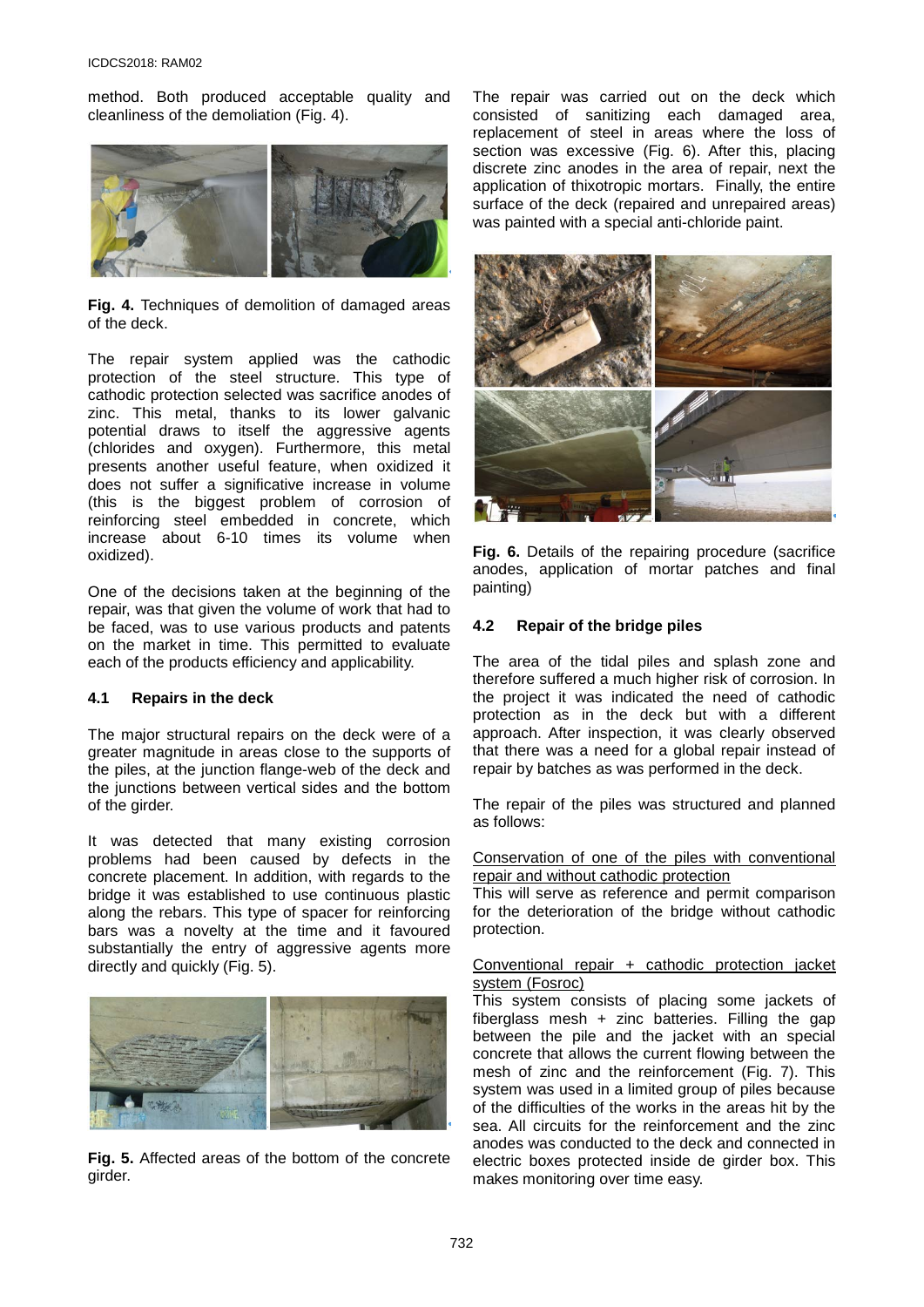method. Both produced acceptable quality and cleanliness of the demoliation (Fig. 4).

**Fig. 4.** Techniques of demolition of damaged areas of the deck.

The repair system applied was the cathodic protection of the steel structure. This type of cathodic protection selected was sacrifice anodes of zinc. This metal, thanks to its lower galvanic potential draws to itself the aggressive agents (chlorides and oxygen). Furthermore, this metal presents another useful feature, when oxidized it does not suffer a significative increase in volume (this is the biggest problem of corrosion of reinforcing steel embedded in concrete, which increase about 6-10 times its volume when oxidized).

One of the decisions taken at the beginning of the repair, was that given the volume of work that had to be faced, was to use various products and patents on the market in time. This permitted to evaluate each of the products efficiency and applicability.

### 4.1 Repairs in the deck

The major structural repairs on the deck were of a greater magnitude in areas close to the supports of the piles, at the junction flange-web of the deck and the junctions between vertical sides and the bottom of the girder.

It was detected that many existing corrosion problems had been caused by defects in the concrete placement. In addition, with regards to the bridge it was established to use continuous plastic along the rebars. This type of spacer for reinforcing bars was a novelty at the time and it favoured substantially the entry of aggressive agents more directly and quickly (Fig. 5).

**Fig. 5.** Affected areas of the bottom of the concrete girder.

The repair was carried out on the deck which consisted of sanitizing each damaged area, replacement of steel in areas where the loss of section was excessive (Fig. 6). After this, placing discrete zinc anodes in the area of repair, next the application of thixotropic mortars. Finally, the entire surface of the deck (repaired and unrepaired areas) was painted with a special anti-chloride paint.

**Fig. 6.** Details of the repairing procedure (sacrifice anodes, application of mortar patches and final painting)

### 4.2 Repair of the bridge piles

The area of the tidal piles and splash zone and therefore suffered a much higher risk of corrosion. In the project it was indicated the need of cathodic protection as in the deck but with a different approach. After inspection, it was clearly observed that there was a need for a global repair instead of repair by batches as was performed in the deck.

The repair of the piles was structured and planned as follows:

<u>Conservation of one of the piles with conventional repair and without cathodic protection</u>

This will serve as reference and permit comparison for the deterioration of the bridge without cathodic protection.

<u>Conventional repair + cathodic protection jacket system (Fosroc)</u>

This system consists of placing some jackets of fiberglass mesh + zinc batteries. Filling the gap between the pile and the jacket with an special concrete that allows the current flowing between the mesh of zinc and the reinforcement (Fig. 7). This system was used in a limited group of piles because of the difficulties of the works in the areas hit by the sea. All circuits for the reinforcement and the zinc anodes was conducted to the deck and connected in electric boxes protected inside de girder box. This makes monitoring over time easy.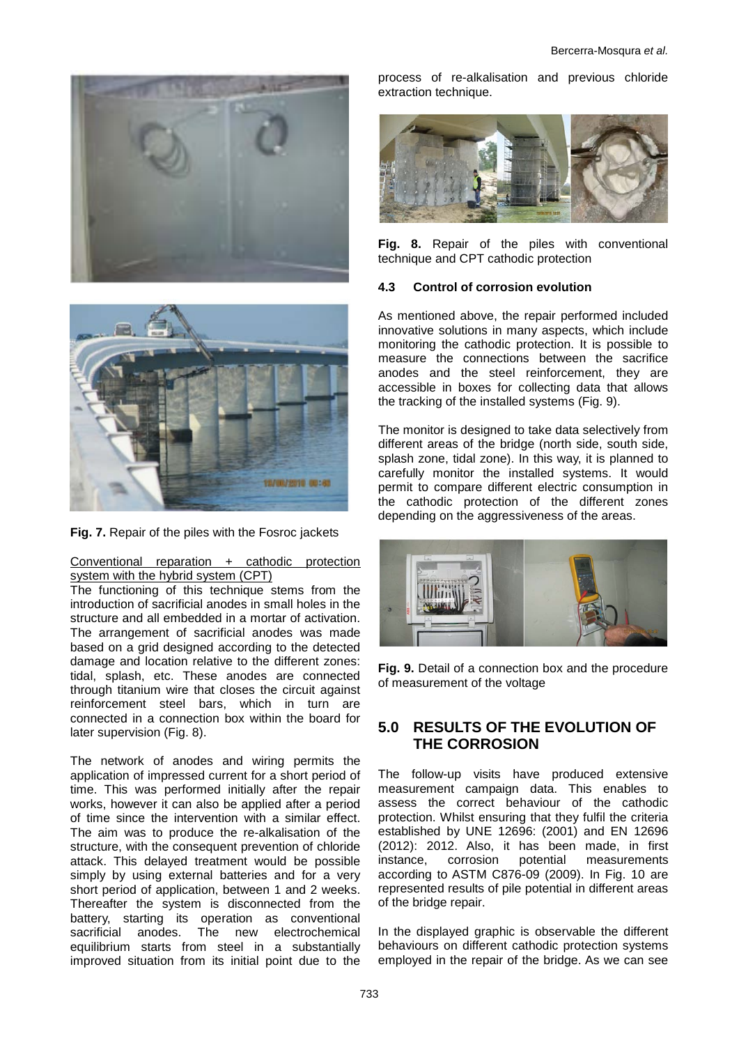**Fig. 7.** Repair of the piles with the Fosroc jackets

Conventional reparation + cathodic protection system with the hybrid system (CPT)

The functioning of this technique stems from the introduction of sacrificial anodes in small holes in the structure and all embedded in a mortar of activation. The arrangement of sacrificial anodes was made based on a grid designed according to the detected damage and location relative to the different zones: tidal, splash, etc. These anodes are connected through titanium wire that closes the circuit against reinforcement steel bars, which in turn are connected in a connection box within the board for later supervision (Fig. 8).

The network of anodes and wiring permits the application of impressed current for a short period of time. This was performed initially after the repair works, however it can also be applied after a period of time since the intervention with a similar effect. The aim was to produce the re-alkalisation of the structure, with the consequent prevention of chloride attack. This delayed treatment would be possible simply by using external batteries and for a very short period of application, between 1 and 2 weeks. Thereafter the system is disconnected from the battery, starting its operation as conventional sacrificial anodes. The new electrochemical equilibrium starts from steel in a substantially improved situation from its initial point due to the process of re-alkalisation and previous chloride extraction technique.

**Fig. 8.** Repair of the piles with conventional technique and CPT cathodic protection

### 4.3 Control of corrosion evolution

As mentioned above, the repair performed included innovative solutions in many aspects, which include monitoring the cathodic protection. It is possible to measure the connections between the sacrifice anodes and the steel reinforcement, they are accessible in boxes for collecting data that allows the tracking of the installed systems (Fig. 9).

The monitor is designed to take data selectively from different areas of the bridge (north side, south side, splash zone, tidal zone). In this way, it is planned to carefully monitor the installed systems. It would permit to compare different electric consumption in the cathodic protection of the different zones depending on the aggressiveness of the areas.

**Fig. 9.** Detail of a connection box and the procedure of measurement of the voltage

## 5.0 RESULTS OF THE EVOLUTION OF THE CORROSION

The follow-up visits have produced extensive measurement campaign data. This enables to assess the correct behaviour of the cathodic protection. Whilst ensuring that they fulfil the criteria established by UNE 12696: (2001) and EN 12696 (2012): 2012. Also, it has been made, in first instance, corrosion potential measurements according to ASTM C876-09 (2009). In Fig. 10 are represented results of pile potential in different areas of the bridge repair.

In the displayed graphic is observable the different behaviours on different cathodic protection systems employed in the repair of the bridge. As we can see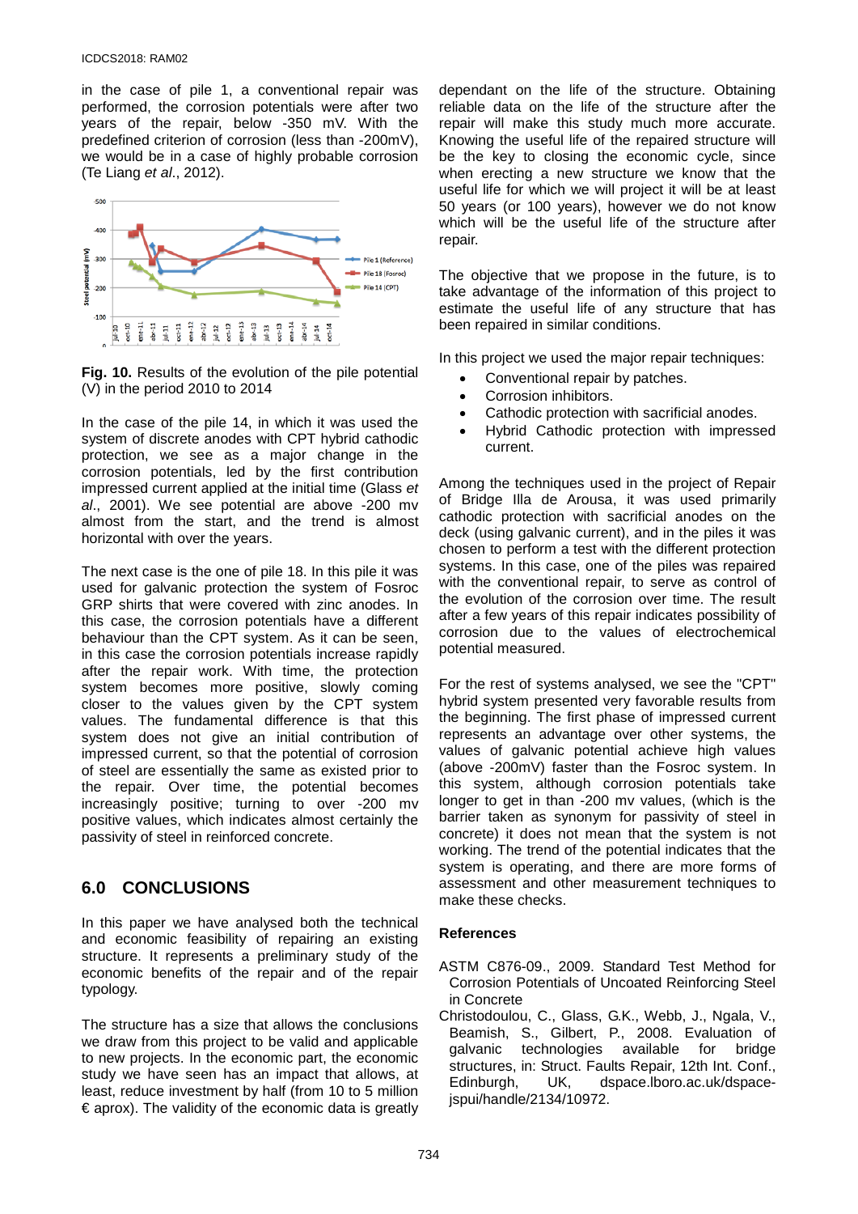in the case of pile 1, a conventional repair was performed, the corrosion potentials were after two years of the repair, below -350 mV. With the predefined criterion of corrosion (less than -200mV), we would be in a case of highly probable corrosion (Te Liang *et al*., 2012).

**Fig. 10.** Results of the evolution of the pile potential (V) in the period 2010 to 2014

In the case of the pile 14, in which it was used the system of discrete anodes with CPT hybrid cathodic protection, we see as a major change in the corrosion potentials, led by the first contribution impressed current applied at the initial time (Glass *et al*., 2001). We see potential are above -200 mv almost from the start, and the trend is almost horizontal with over the years.

The next case is the one of pile 18. In this pile it was used for galvanic protection the system of Fosroc GRP shirts that were covered with zinc anodes. In this case, the corrosion potentials have a different behaviour than the CPT system. As it can be seen, in this case the corrosion potentials increase rapidly after the repair work. With time, the protection system becomes more positive, slowly coming closer to the values given by the CPT system values. The fundamental difference is that this system does not give an initial contribution of impressed current, so that the potential of corrosion of steel are essentially the same as existed prior to the repair. Over time, the potential becomes increasingly positive; turning to over -200 mv positive values, which indicates almost certainly the passivity of steel in reinforced concrete.

## 6.0 CONCLUSIONS

In this paper we have analysed both the technical and economic feasibility of repairing an existing structure. It represents a preliminary study of the economic benefits of the repair and of the repair typology.

The structure has a size that allows the conclusions we draw from this project to be valid and applicable to new projects. In the economic part, the economic study we have seen has an impact that allows, at least, reduce investment by half (from 10 to 5 million € aprox). The validity of the economic data is greatly dependant on the life of the structure. Obtaining reliable data on the life of the structure after the repair will make this study much more accurate. Knowing the useful life of the repaired structure will be the key to closing the economic cycle, since when erecting a new structure we know that the useful life for which we will project it will be at least 50 years (or 100 years), however we do not know which will be the useful life of the structure after repair.

The objective that we propose in the future, is to take advantage of the information of this project to estimate the useful life of any structure that has been repaired in similar conditions.

In this project we used the major repair techniques:

- Conventional repair by patches.
- Corrosion inhibitors.
- Cathodic protection with sacrificial anodes.
- Hybrid Cathodic protection with impressed current.

Among the techniques used in the project of Repair of Bridge Illa de Arousa, it was used primarily cathodic protection with sacrificial anodes on the deck (using galvanic current), and in the piles it was chosen to perform a test with the different protection systems. In this case, one of the piles was repaired with the conventional repair, to serve as control of the evolution of the corrosion over time. The result after a few years of this repair indicates possibility of corrosion due to the values of electrochemical potential measured.

For the rest of systems analysed, we see the "CPT" hybrid system presented very favorable results from the beginning. The first phase of impressed current represents an advantage over other systems, the values of galvanic potential achieve high values (above -200mV) faster than the Fosroc system. In this system, although corrosion potentials take longer to get in than -200 mv values, (which is the barrier taken as synonym for passivity of steel in concrete) it does not mean that the system is not working. The trend of the potential indicates that the system is operating, and there are more forms of assessment and other measurement techniques to make these checks.

### References

ASTM C876-09., 2009. Standard Test Method for Corrosion Potentials of Uncoated Reinforcing Steel in Concrete

Christodoulou, C., Glass, G.K., Webb, J., Ngala, V., Beamish, S., Gilbert, P., 2008. Evaluation of galvanic technologies available for bridge structures, in: Struct. Faults Repair, 12th Int. Conf., Edinburgh, UK, dspace.lboro.ac.uk/dspace-jspui/handle/2134/10972.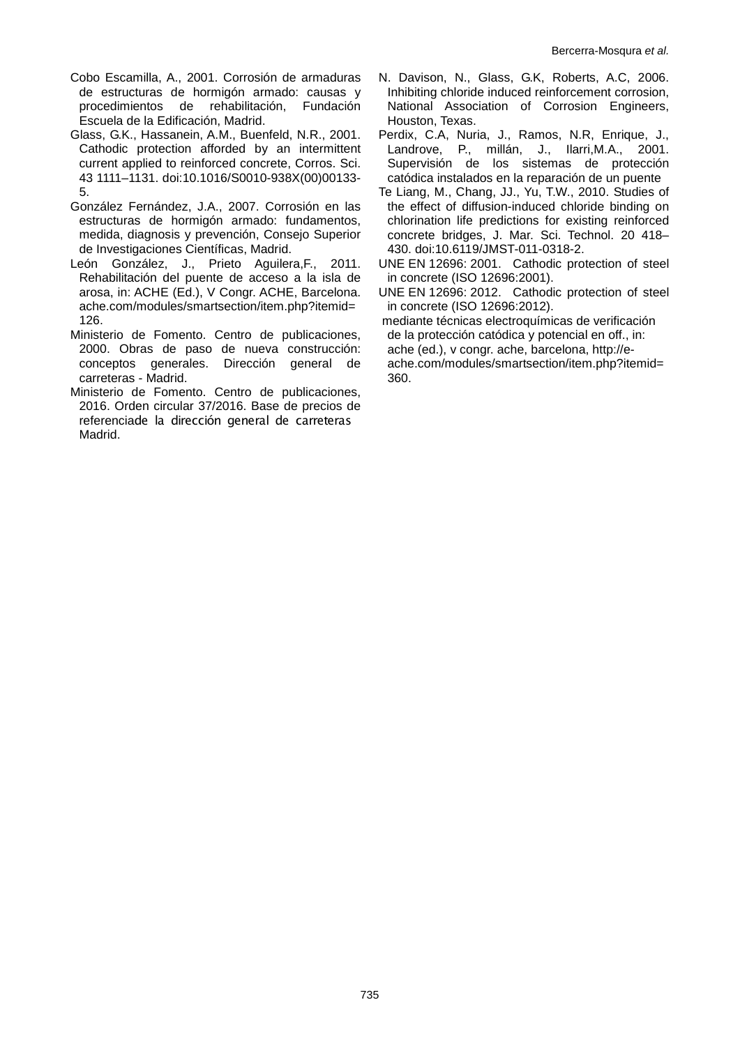Cobo Escamilla, A., 2001. Corrosión de armaduras de estructuras de hormigón armado: causas y procedimientos de rehabilitación, Fundación Escuela de la Edificación, Madrid.

Glass, G.K., Hassanein, A.M., Buenfeld, N.R., 2001. Cathodic protection afforded by an intermittent current applied to reinforced concrete, Corros. Sci. 43 1111–1131. doi:10.1016/S0010-938X(00)00133-5.

González Fernández, J.A., 2007. Corrosión en las estructuras de hormigón armado: fundamentos, medida, diagnosis y prevención, Consejo Superior de Investigaciones Científicas, Madrid.

León González, J., Prieto Aguilera,F., 2011. Rehabilitación del puente de acceso a la isla de arosa, in: ACHE (Ed.), V Congr. ACHE, Barcelona. ache.com/modules/smartsection/item.php?itemid=126.

Ministerio de Fomento. Centro de publicaciones, 2000. Obras de paso de nueva construcción: conceptos generales. Dirección general de carreteras - Madrid.

Ministerio de Fomento. Centro de publicaciones, 2016. Orden circular 37/2016. Base de precios de referenciade la dirección general de carreteras Madrid.

N. Davison, N., Glass, G.K, Roberts, A.C, 2006. Inhibiting chloride induced reinforcement corrosion, National Association of Corrosion Engineers, Houston, Texas.

Perdix, C.A, Nuria, J., Ramos, N.R, Enrique, J., Landrove, P., millán, J., Ilarri,M.A., 2001. Supervisión de los sistemas de protección catódica instalados en la reparación de un puente

Te Liang, M., Chang, JJ., Yu, T.W., 2010. Studies of the effect of diffusion-induced chloride binding on chlorination life predictions for existing reinforced concrete bridges, J. Mar. Sci. Technol. 20 418–430. doi:10.6119/JMST-011-0318-2.

UNE EN 12696: 2001. Cathodic protection of steel in concrete (ISO 12696:2001).

UNE EN 12696: 2012. Cathodic protection of steel in concrete (ISO 12696:2012).

mediante técnicas electroquímicas de verificación de la protección catódica y potencial en off., in: ache (ed.), v congr. ache, barcelona, http://e-ache.com/modules/smartsection/item.php?itemid=360.